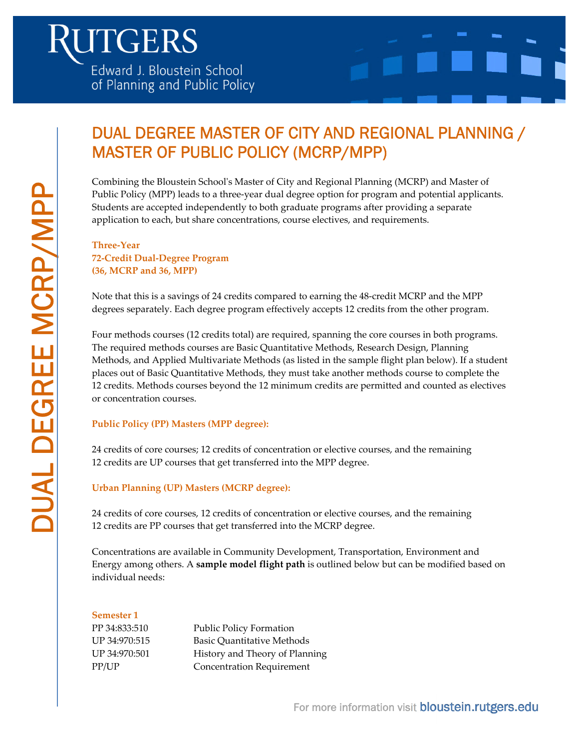RUTGERS

Edward J. Bloustein School of Planning and Public Policy

# DUAL DEGREE MASTER OF CITY AND REGIONAL PLANNING / MASTER OF PUBLIC POLICY (MCRP/MPP)

Combining the Bloustein School's Master of City and Regional Planning (MCRP) and Master of Public Policy (MPP) leads to a three-year dual degree option for program and potential applicants. Students are accepted independently to both graduate programs after providing a separate application to each, but share concentrations, course electives, and requirements.

**Three-Year**
**72-Credit Dual-Degree Program**
**(36, MCRP and 36, MPP)**

Note that this is a savings of 24 credits compared to earning the 48-credit MCRP and the MPP degrees separately. Each degree program effectively accepts 12 credits from the other program.

Four methods courses (12 credits total) are required, spanning the core courses in both programs. The required methods courses are Basic Quantitative Methods, Research Design, Planning Methods, and Applied Multivariate Methods (as listed in the sample flight plan below). If a student places out of Basic Quantitative Methods, they must take another methods course to complete the 12 credits. Methods courses beyond the 12 minimum credits are permitted and counted as electives or concentration courses.

### Public Policy (PP) Masters (MPP degree):

24 credits of core courses; 12 credits of concentration or elective courses, and the remaining 12 credits are UP courses that get transferred into the MPP degree.

### Urban Planning (UP) Masters (MCRP degree):

24 credits of core courses, 12 credits of concentration or elective courses, and the remaining 12 credits are PP courses that get transferred into the MCRP degree.

Concentrations are available in Community Development, Transportation, Environment and Energy among others. A **sample model flight path** is outlined below but can be modified based on individual needs:

### Semester 1

| | |
|---|---|
| PP 34:833:510 | Public Policy Formation |
| UP 34:970:515 | Basic Quantitative Methods |
| UP 34:970:501 | History and Theory of Planning |
| PP/UP | Concentration Requirement |

For more information visit bloustein.rutgers.edu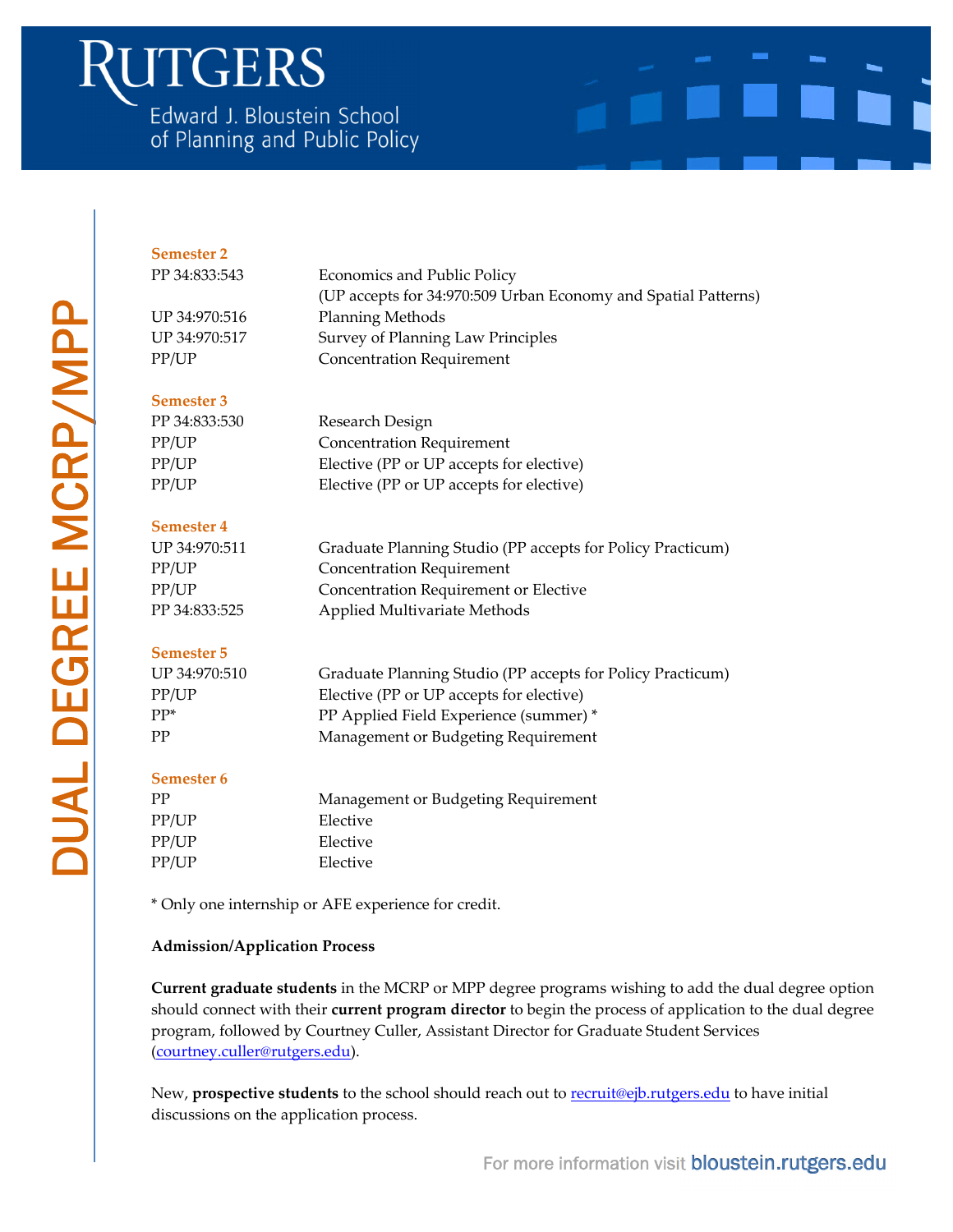# Rutgers Edward J. Bloustein School of Planning and Public Policy

## DUAL DEGREE MCRP/MPP

### Semester 2

| | |
|---|---|
| PP 34:833:543 | Economics and Public Policy (UP accepts for 34:970:509 Urban Economy and Spatial Patterns) |
| UP 34:970:516 | Planning Methods |
| UP 34:970:517 | Survey of Planning Law Principles |
| PP/UP | Concentration Requirement |

### Semester 3

| | |
|---|---|
| PP 34:833:530 | Research Design |
| PP/UP | Concentration Requirement |
| PP/UP | Elective (PP or UP accepts for elective) |
| PP/UP | Elective (PP or UP accepts for elective) |

### Semester 4

| | |
|---|---|
| UP 34:970:511 | Graduate Planning Studio (PP accepts for Policy Practicum) |
| PP/UP | Concentration Requirement |
| PP/UP | Concentration Requirement or Elective |
| PP 34:833:525 | Applied Multivariate Methods |

### Semester 5

| | |
|---|---|
| UP 34:970:510 | Graduate Planning Studio (PP accepts for Policy Practicum) |
| PP/UP | Elective (PP or UP accepts for elective) |
| PP* | PP Applied Field Experience (summer) * |
| PP | Management or Budgeting Requirement |

### Semester 6

| | |
|---|---|
| PP | Management or Budgeting Requirement |
| PP/UP | Elective |
| PP/UP | Elective |
| PP/UP | Elective |

* Only one internship or AFE experience for credit.

**Admission/Application Process**

**Current graduate students** in the MCRP or MPP degree programs wishing to add the dual degree option should connect with their **current program director** to begin the process of application to the dual degree program, followed by Courtney Culler, Assistant Director for Graduate Student Services (courtney.culler@rutgers.edu).

New, **prospective students** to the school should reach out to recruit@ejb.rutgers.edu to have initial discussions on the application process.

For more information visit **bloustein.rutgers.edu**